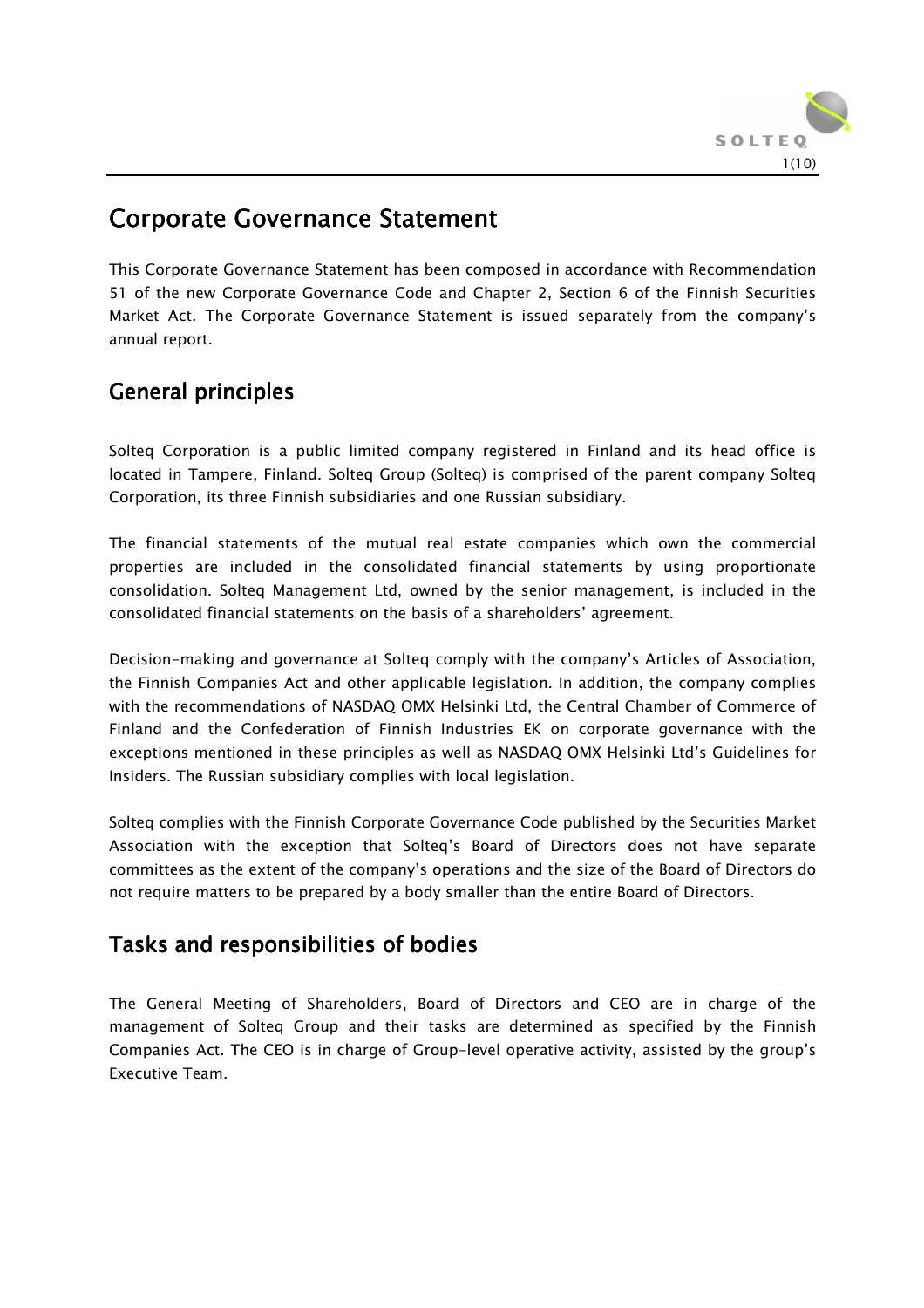# Corporate Governance Statement

This Corporate Governance Statement has been composed in accordance with Recommendation 51 of the new Corporate Governance Code and Chapter 2, Section 6 of the Finnish Securities Market Act. The Corporate Governance Statement is issued separately from the company's annual report.

## General principles

Solteq Corporation is a public limited company registered in Finland and its head office is located in Tampere, Finland. Solteq Group (Solteq) is comprised of the parent company Solteq Corporation, its three Finnish subsidiaries and one Russian subsidiary.

The financial statements of the mutual real estate companies which own the commercial properties are included in the consolidated financial statements by using proportionate consolidation. Solteq Management Ltd, owned by the senior management, is included in the consolidated financial statements on the basis of a shareholders' agreement.

Decision-making and governance at Solteq comply with the company's Articles of Association, the Finnish Companies Act and other applicable legislation. In addition, the company complies with the recommendations of NASDAQ OMX Helsinki Ltd, the Central Chamber of Commerce of Finland and the Confederation of Finnish Industries EK on corporate governance with the exceptions mentioned in these principles as well as NASDAQ OMX Helsinki Ltd's Guidelines for Insiders. The Russian subsidiary complies with local legislation.

Solteq complies with the Finnish Corporate Governance Code published by the Securities Market Association with the exception that Solteq's Board of Directors does not have separate committees as the extent of the company's operations and the size of the Board of Directors do not require matters to be prepared by a body smaller than the entire Board of Directors.

## Tasks and responsibilities of bodies

The General Meeting of Shareholders, Board of Directors and CEO are in charge of the management of Solteq Group and their tasks are determined as specified by the Finnish Companies Act. The CEO is in charge of Group-level operative activity, assisted by the group's Executive Team.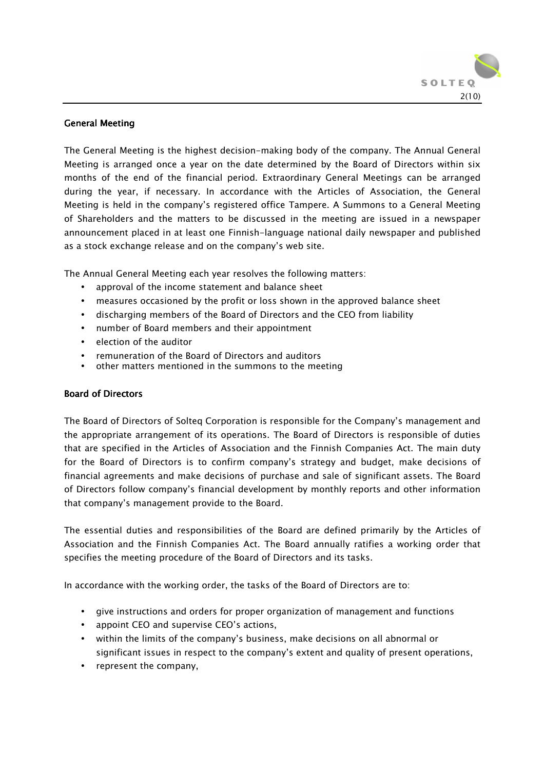## General Meeting

The General Meeting is the highest decision-making body of the company. The Annual General Meeting is arranged once a year on the date determined by the Board of Directors within six months of the end of the financial period. Extraordinary General Meetings can be arranged during the year, if necessary. In accordance with the Articles of Association, the General Meeting is held in the company's registered office Tampere. A Summons to a General Meeting of Shareholders and the matters to be discussed in the meeting are issued in a newspaper announcement placed in at least one Finnish-language national daily newspaper and published as a stock exchange release and on the company's web site.

The Annual General Meeting each year resolves the following matters:

- approval of the income statement and balance sheet
- measures occasioned by the profit or loss shown in the approved balance sheet
- discharging members of the Board of Directors and the CEO from liability
- number of Board members and their appointment
- election of the auditor
- remuneration of the Board of Directors and auditors
- other matters mentioned in the summons to the meeting

## Board of Directors

The Board of Directors of Solteq Corporation is responsible for the Company's management and the appropriate arrangement of its operations. The Board of Directors is responsible of duties that are specified in the Articles of Association and the Finnish Companies Act. The main duty for the Board of Directors is to confirm company's strategy and budget, make decisions of financial agreements and make decisions of purchase and sale of significant assets. The Board of Directors follow company's financial development by monthly reports and other information that company's management provide to the Board.

The essential duties and responsibilities of the Board are defined primarily by the Articles of Association and the Finnish Companies Act. The Board annually ratifies a working order that specifies the meeting procedure of the Board of Directors and its tasks.

In accordance with the working order, the tasks of the Board of Directors are to:

- give instructions and orders for proper organization of management and functions
- appoint CEO and supervise CEO's actions,
- within the limits of the company's business, make decisions on all abnormal or significant issues in respect to the company's extent and quality of present operations,
- represent the company,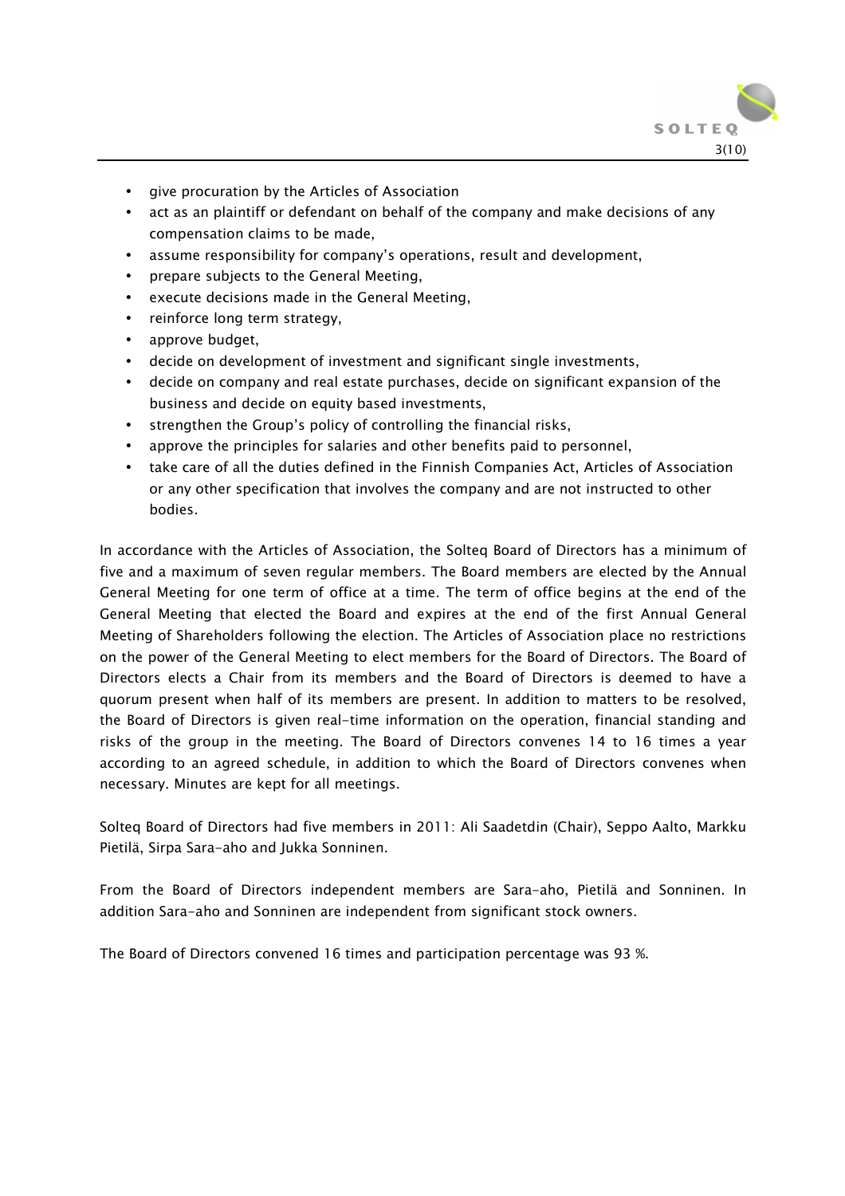- give procuration by the Articles of Association
- act as an plaintiff or defendant on behalf of the company and make decisions of any compensation claims to be made,
- assume responsibility for company's operations, result and development,
- prepare subjects to the General Meeting,
- execute decisions made in the General Meeting,
- reinforce long term strategy,
- approve budget,
- decide on development of investment and significant single investments,
- decide on company and real estate purchases, decide on significant expansion of the business and decide on equity based investments,
- strengthen the Group's policy of controlling the financial risks,
- approve the principles for salaries and other benefits paid to personnel,
- take care of all the duties defined in the Finnish Companies Act, Articles of Association or any other specification that involves the company and are not instructed to other bodies.

In accordance with the Articles of Association, the Solteq Board of Directors has a minimum of five and a maximum of seven regular members. The Board members are elected by the Annual General Meeting for one term of office at a time. The term of office begins at the end of the General Meeting that elected the Board and expires at the end of the first Annual General Meeting of Shareholders following the election. The Articles of Association place no restrictions on the power of the General Meeting to elect members for the Board of Directors. The Board of Directors elects a Chair from its members and the Board of Directors is deemed to have a quorum present when half of its members are present. In addition to matters to be resolved, the Board of Directors is given real-time information on the operation, financial standing and risks of the group in the meeting. The Board of Directors convenes 14 to 16 times a year according to an agreed schedule, in addition to which the Board of Directors convenes when necessary. Minutes are kept for all meetings.

Solteq Board of Directors had five members in 2011: Ali Saadetdin (Chair), Seppo Aalto, Markku Pietilä, Sirpa Sara-aho and Jukka Sonninen.

From the Board of Directors independent members are Sara-aho, Pietilä and Sonninen. In addition Sara-aho and Sonninen are independent from significant stock owners.

The Board of Directors convened 16 times and participation percentage was 93 %.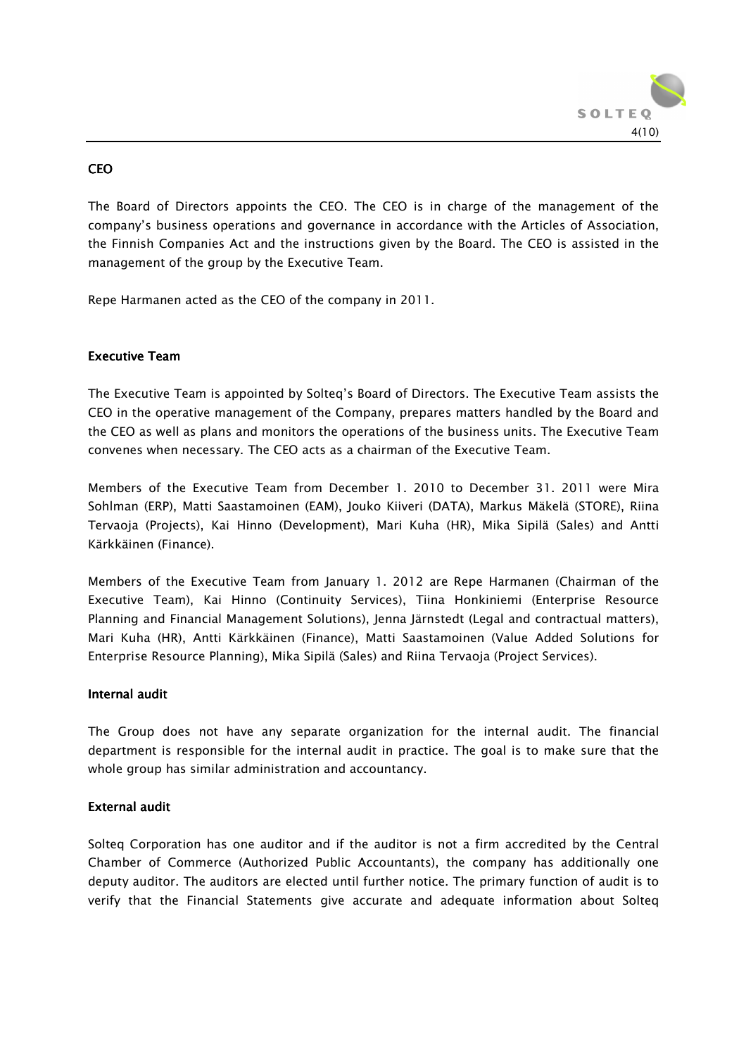## CEO

The Board of Directors appoints the CEO. The CEO is in charge of the management of the company's business operations and governance in accordance with the Articles of Association, the Finnish Companies Act and the instructions given by the Board. The CEO is assisted in the management of the group by the Executive Team.

Repe Harmanen acted as the CEO of the company in 2011.

## Executive Team

The Executive Team is appointed by Solteq's Board of Directors. The Executive Team assists the CEO in the operative management of the Company, prepares matters handled by the Board and the CEO as well as plans and monitors the operations of the business units. The Executive Team convenes when necessary. The CEO acts as a chairman of the Executive Team.

Members of the Executive Team from December 1. 2010 to December 31. 2011 were Mira Sohlman (ERP), Matti Saastamoinen (EAM), Jouko Kiiveri (DATA), Markus Mäkelä (STORE), Riina Tervaoja (Projects), Kai Hinno (Development), Mari Kuha (HR), Mika Sipilä (Sales) and Antti Kärkkäinen (Finance).

Members of the Executive Team from January 1. 2012 are Repe Harmanen (Chairman of the Executive Team), Kai Hinno (Continuity Services), Tiina Honkiniemi (Enterprise Resource Planning and Financial Management Solutions), Jenna Järnstedt (Legal and contractual matters), Mari Kuha (HR), Antti Kärkkäinen (Finance), Matti Saastamoinen (Value Added Solutions for Enterprise Resource Planning), Mika Sipilä (Sales) and Riina Tervaoja (Project Services).

## Internal audit

The Group does not have any separate organization for the internal audit. The financial department is responsible for the internal audit in practice. The goal is to make sure that the whole group has similar administration and accountancy.

## External audit

Solteq Corporation has one auditor and if the auditor is not a firm accredited by the Central Chamber of Commerce (Authorized Public Accountants), the company has additionally one deputy auditor. The auditors are elected until further notice. The primary function of audit is to verify that the Financial Statements give accurate and adequate information about Solteq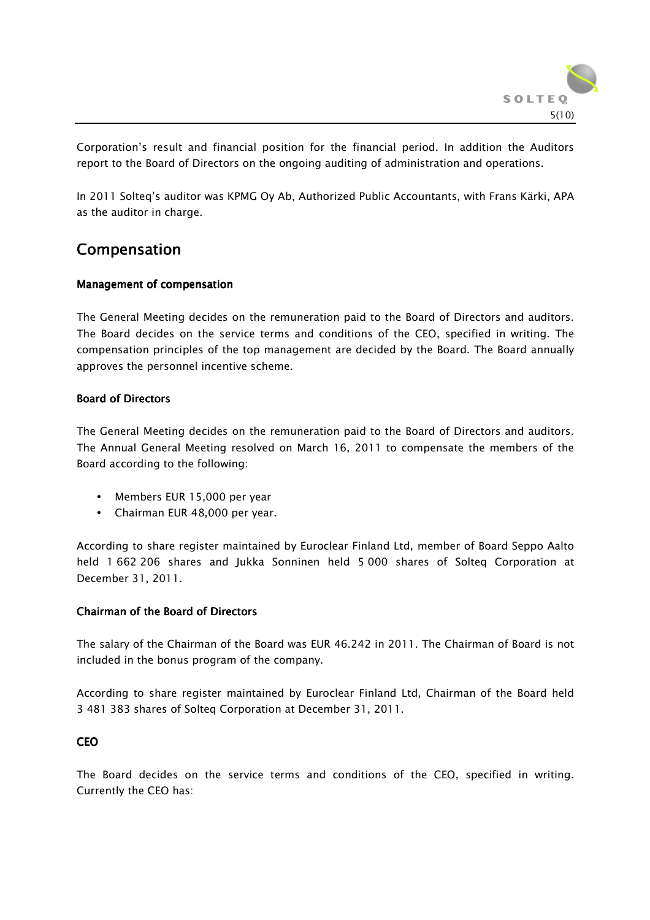Corporation's result and financial position for the financial period. In addition the Auditors report to the Board of Directors on the ongoing auditing of administration and operations.

In 2011 Solteq's auditor was KPMG Oy Ab, Authorized Public Accountants, with Frans Kärki, APA as the auditor in charge.

## Compensation

### Management of compensation

The General Meeting decides on the remuneration paid to the Board of Directors and auditors. The Board decides on the service terms and conditions of the CEO, specified in writing. The compensation principles of the top management are decided by the Board. The Board annually approves the personnel incentive scheme.

### Board of Directors

The General Meeting decides on the remuneration paid to the Board of Directors and auditors. The Annual General Meeting resolved on March 16, 2011 to compensate the members of the Board according to the following:

- Members EUR 15,000 per year
- Chairman EUR 48,000 per year.

According to share register maintained by Euroclear Finland Ltd, member of Board Seppo Aalto held 1 662 206 shares and Jukka Sonninen held 5 000 shares of Solteq Corporation at December 31, 2011.

### Chairman of the Board of Directors

The salary of the Chairman of the Board was EUR 46.242 in 2011. The Chairman of Board is not included in the bonus program of the company.

According to share register maintained by Euroclear Finland Ltd, Chairman of the Board held 3 481 383 shares of Solteq Corporation at December 31, 2011.

### CEO

The Board decides on the service terms and conditions of the CEO, specified in writing. Currently the CEO has: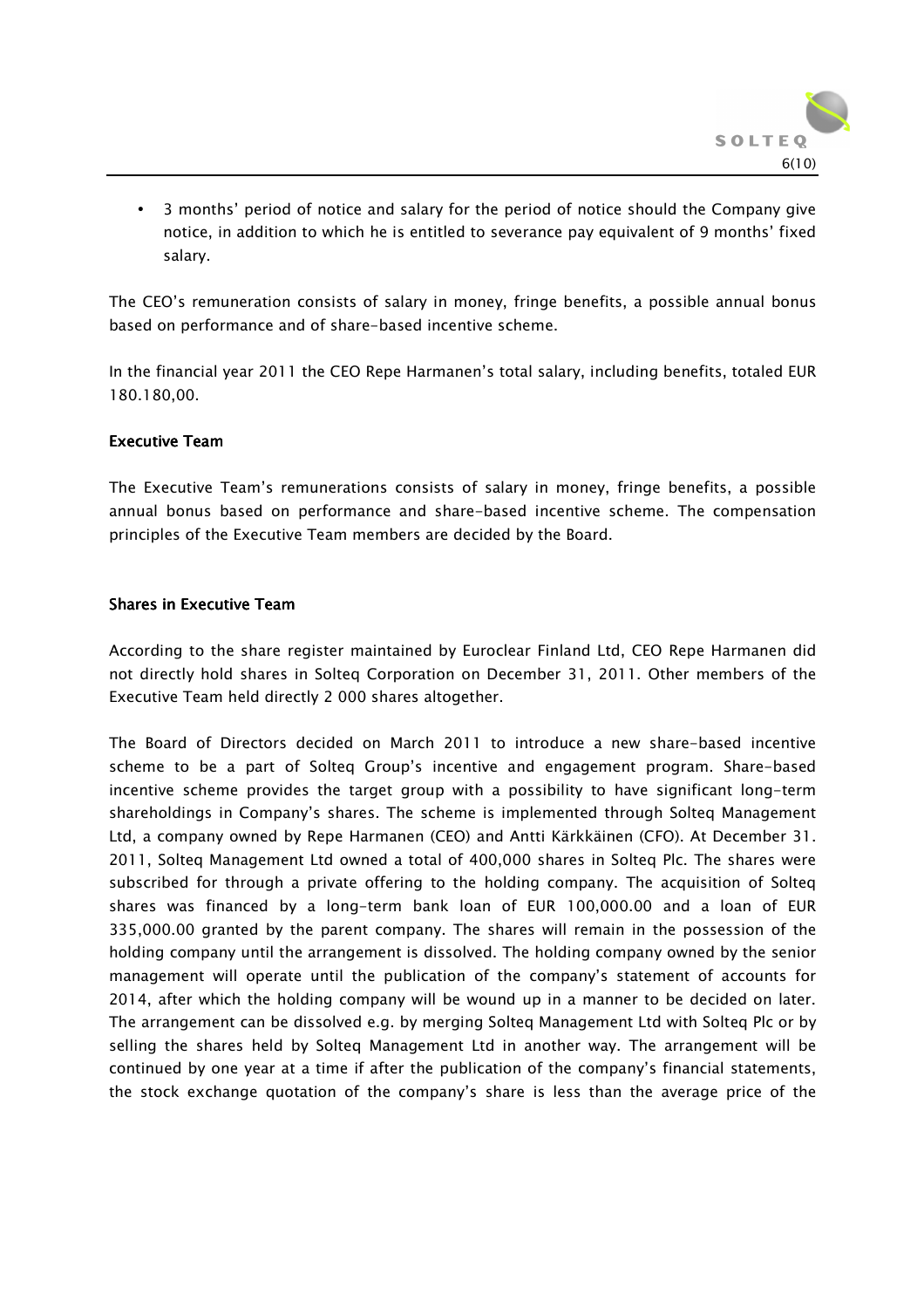- 3 months' period of notice and salary for the period of notice should the Company give notice, in addition to which he is entitled to severance pay equivalent of 9 months' fixed salary.

The CEO's remuneration consists of salary in money, fringe benefits, a possible annual bonus based on performance and of share-based incentive scheme.

In the financial year 2011 the CEO Repe Harmanen's total salary, including benefits, totaled EUR 180.180,00.

**Executive Team**

The Executive Team's remunerations consists of salary in money, fringe benefits, a possible annual bonus based on performance and share-based incentive scheme. The compensation principles of the Executive Team members are decided by the Board.

**Shares in Executive Team**

According to the share register maintained by Euroclear Finland Ltd, CEO Repe Harmanen did not directly hold shares in Solteq Corporation on December 31, 2011. Other members of the Executive Team held directly 2 000 shares altogether.

The Board of Directors decided on March 2011 to introduce a new share-based incentive scheme to be a part of Solteq Group's incentive and engagement program. Share-based incentive scheme provides the target group with a possibility to have significant long-term shareholdings in Company's shares. The scheme is implemented through Solteq Management Ltd, a company owned by Repe Harmanen (CEO) and Antti Kärkkäinen (CFO). At December 31. 2011, Solteq Management Ltd owned a total of 400,000 shares in Solteq Plc. The shares were subscribed for through a private offering to the holding company. The acquisition of Solteq shares was financed by a long-term bank loan of EUR 100,000.00 and a loan of EUR 335,000.00 granted by the parent company. The shares will remain in the possession of the holding company until the arrangement is dissolved. The holding company owned by the senior management will operate until the publication of the company's statement of accounts for 2014, after which the holding company will be wound up in a manner to be decided on later. The arrangement can be dissolved e.g. by merging Solteq Management Ltd with Solteq Plc or by selling the shares held by Solteq Management Ltd in another way. The arrangement will be continued by one year at a time if after the publication of the company's financial statements, the stock exchange quotation of the company's share is less than the average price of the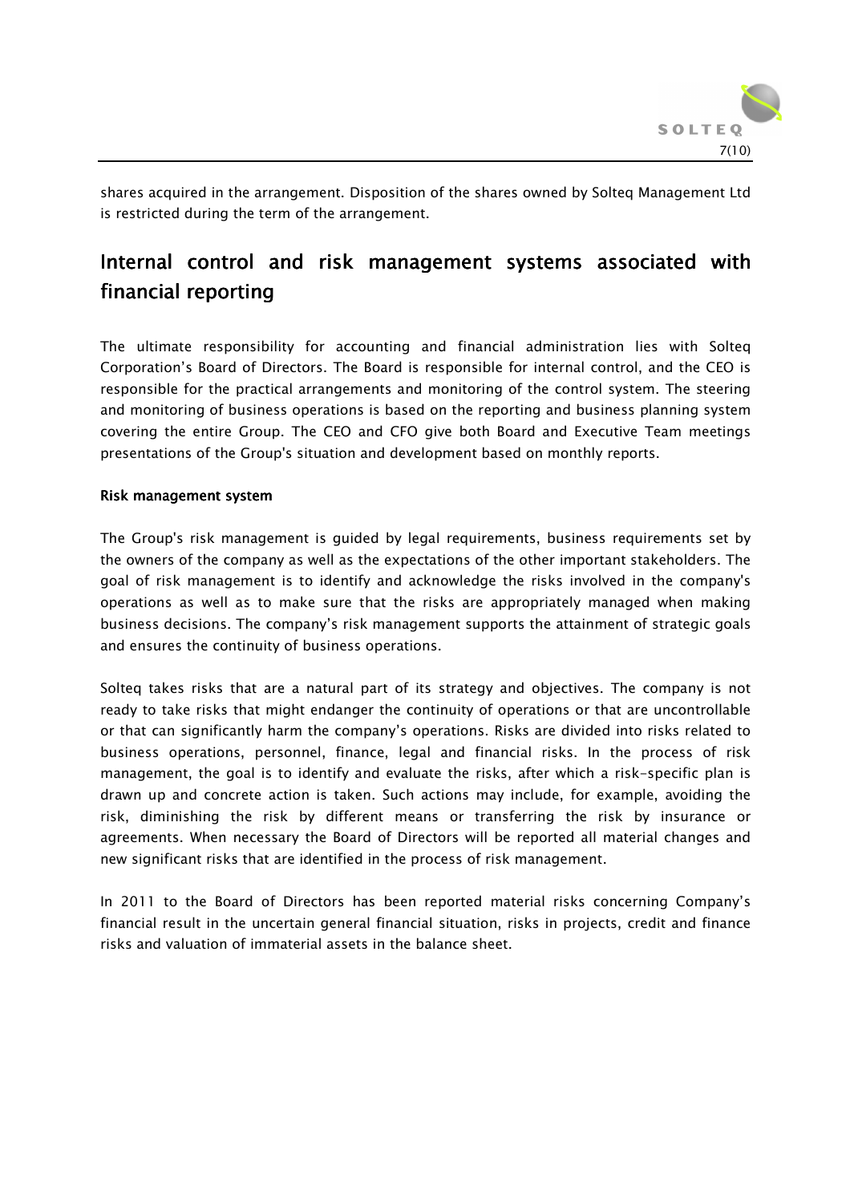shares acquired in the arrangement. Disposition of the shares owned by Solteq Management Ltd is restricted during the term of the arrangement.

## Internal control and risk management systems associated with financial reporting

The ultimate responsibility for accounting and financial administration lies with Solteq Corporation's Board of Directors. The Board is responsible for internal control, and the CEO is responsible for the practical arrangements and monitoring of the control system. The steering and monitoring of business operations is based on the reporting and business planning system covering the entire Group. The CEO and CFO give both Board and Executive Team meetings presentations of the Group's situation and development based on monthly reports.

**Risk management system**

The Group's risk management is guided by legal requirements, business requirements set by the owners of the company as well as the expectations of the other important stakeholders. The goal of risk management is to identify and acknowledge the risks involved in the company's operations as well as to make sure that the risks are appropriately managed when making business decisions. The company's risk management supports the attainment of strategic goals and ensures the continuity of business operations.

Solteq takes risks that are a natural part of its strategy and objectives. The company is not ready to take risks that might endanger the continuity of operations or that are uncontrollable or that can significantly harm the company's operations. Risks are divided into risks related to business operations, personnel, finance, legal and financial risks. In the process of risk management, the goal is to identify and evaluate the risks, after which a risk-specific plan is drawn up and concrete action is taken. Such actions may include, for example, avoiding the risk, diminishing the risk by different means or transferring the risk by insurance or agreements. When necessary the Board of Directors will be reported all material changes and new significant risks that are identified in the process of risk management.

In 2011 to the Board of Directors has been reported material risks concerning Company's financial result in the uncertain general financial situation, risks in projects, credit and finance risks and valuation of immaterial assets in the balance sheet.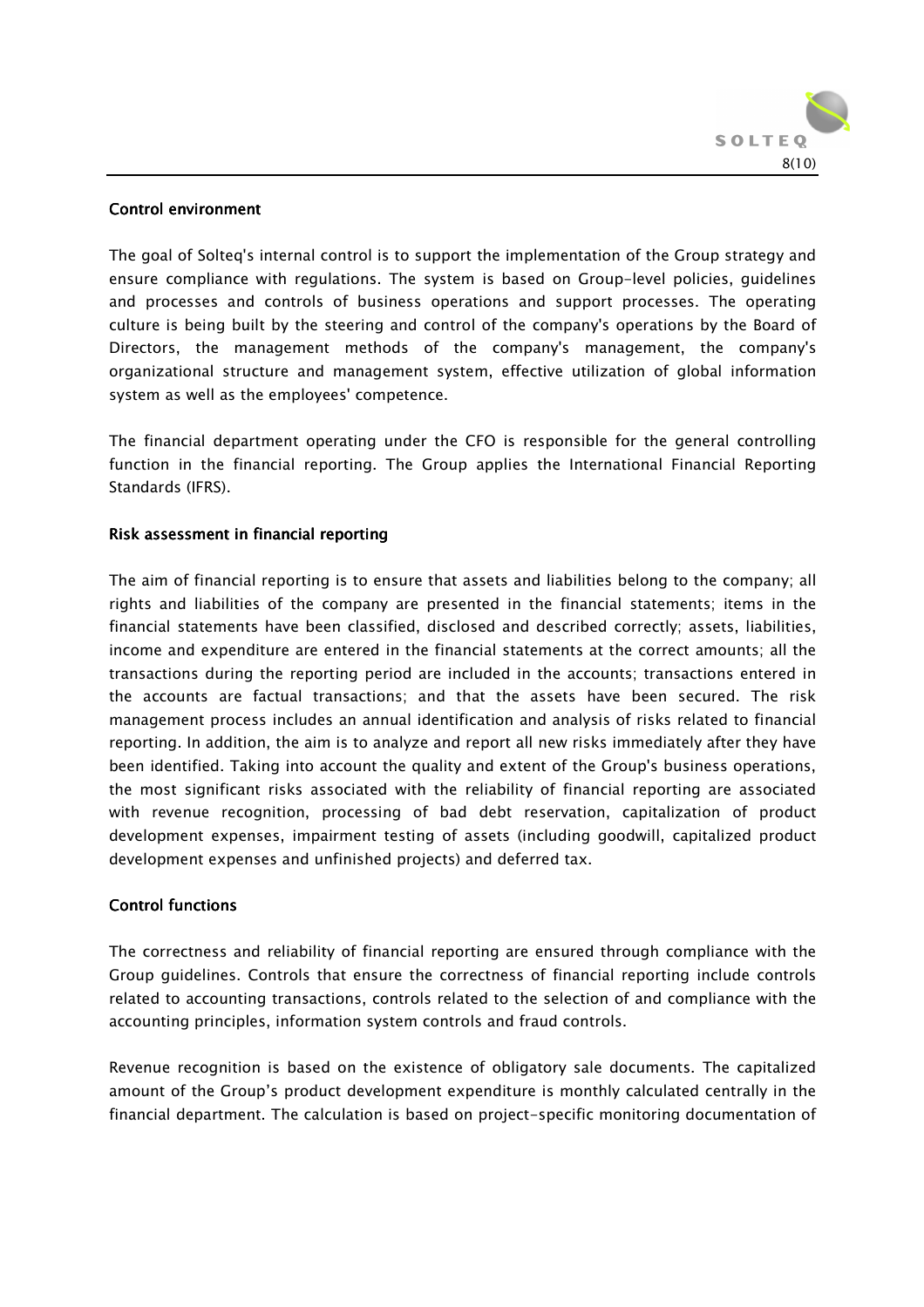## Control environment

The goal of Solteq's internal control is to support the implementation of the Group strategy and ensure compliance with regulations. The system is based on Group-level policies, guidelines and processes and controls of business operations and support processes. The operating culture is being built by the steering and control of the company's operations by the Board of Directors, the management methods of the company's management, the company's organizational structure and management system, effective utilization of global information system as well as the employees' competence.

The financial department operating under the CFO is responsible for the general controlling function in the financial reporting. The Group applies the International Financial Reporting Standards (IFRS).

## Risk assessment in financial reporting

The aim of financial reporting is to ensure that assets and liabilities belong to the company; all rights and liabilities of the company are presented in the financial statements; items in the financial statements have been classified, disclosed and described correctly; assets, liabilities, income and expenditure are entered in the financial statements at the correct amounts; all the transactions during the reporting period are included in the accounts; transactions entered in the accounts are factual transactions; and that the assets have been secured. The risk management process includes an annual identification and analysis of risks related to financial reporting. In addition, the aim is to analyze and report all new risks immediately after they have been identified. Taking into account the quality and extent of the Group's business operations, the most significant risks associated with the reliability of financial reporting are associated with revenue recognition, processing of bad debt reservation, capitalization of product development expenses, impairment testing of assets (including goodwill, capitalized product development expenses and unfinished projects) and deferred tax.

## Control functions

The correctness and reliability of financial reporting are ensured through compliance with the Group guidelines. Controls that ensure the correctness of financial reporting include controls related to accounting transactions, controls related to the selection of and compliance with the accounting principles, information system controls and fraud controls.

Revenue recognition is based on the existence of obligatory sale documents. The capitalized amount of the Group's product development expenditure is monthly calculated centrally in the financial department. The calculation is based on project-specific monitoring documentation of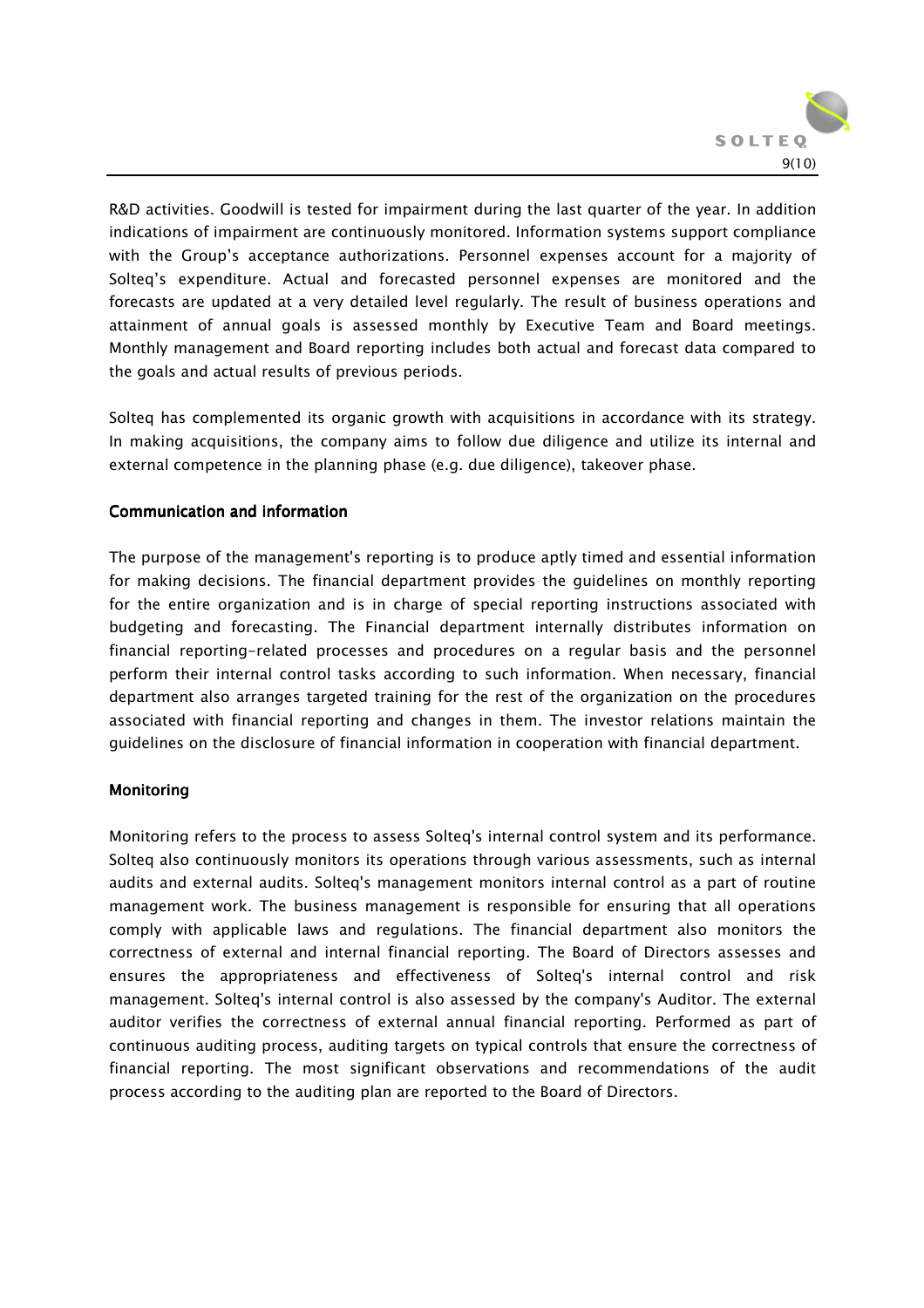R&D activities. Goodwill is tested for impairment during the last quarter of the year. In addition indications of impairment are continuously monitored. Information systems support compliance with the Group's acceptance authorizations. Personnel expenses account for a majority of Solteq's expenditure. Actual and forecasted personnel expenses are monitored and the forecasts are updated at a very detailed level regularly. The result of business operations and attainment of annual goals is assessed monthly by Executive Team and Board meetings. Monthly management and Board reporting includes both actual and forecast data compared to the goals and actual results of previous periods.

Solteq has complemented its organic growth with acquisitions in accordance with its strategy. In making acquisitions, the company aims to follow due diligence and utilize its internal and external competence in the planning phase (e.g. due diligence), takeover phase.

### Communication and information

The purpose of the management's reporting is to produce aptly timed and essential information for making decisions. The financial department provides the guidelines on monthly reporting for the entire organization and is in charge of special reporting instructions associated with budgeting and forecasting. The Financial department internally distributes information on financial reporting-related processes and procedures on a regular basis and the personnel perform their internal control tasks according to such information. When necessary, financial department also arranges targeted training for the rest of the organization on the procedures associated with financial reporting and changes in them. The investor relations maintain the guidelines on the disclosure of financial information in cooperation with financial department.

### Monitoring

Monitoring refers to the process to assess Solteq's internal control system and its performance. Solteq also continuously monitors its operations through various assessments, such as internal audits and external audits. Solteq's management monitors internal control as a part of routine management work. The business management is responsible for ensuring that all operations comply with applicable laws and regulations. The financial department also monitors the correctness of external and internal financial reporting. The Board of Directors assesses and ensures the appropriateness and effectiveness of Solteq's internal control and risk management. Solteq's internal control is also assessed by the company's Auditor. The external auditor verifies the correctness of external annual financial reporting. Performed as part of continuous auditing process, auditing targets on typical controls that ensure the correctness of financial reporting. The most significant observations and recommendations of the audit process according to the auditing plan are reported to the Board of Directors.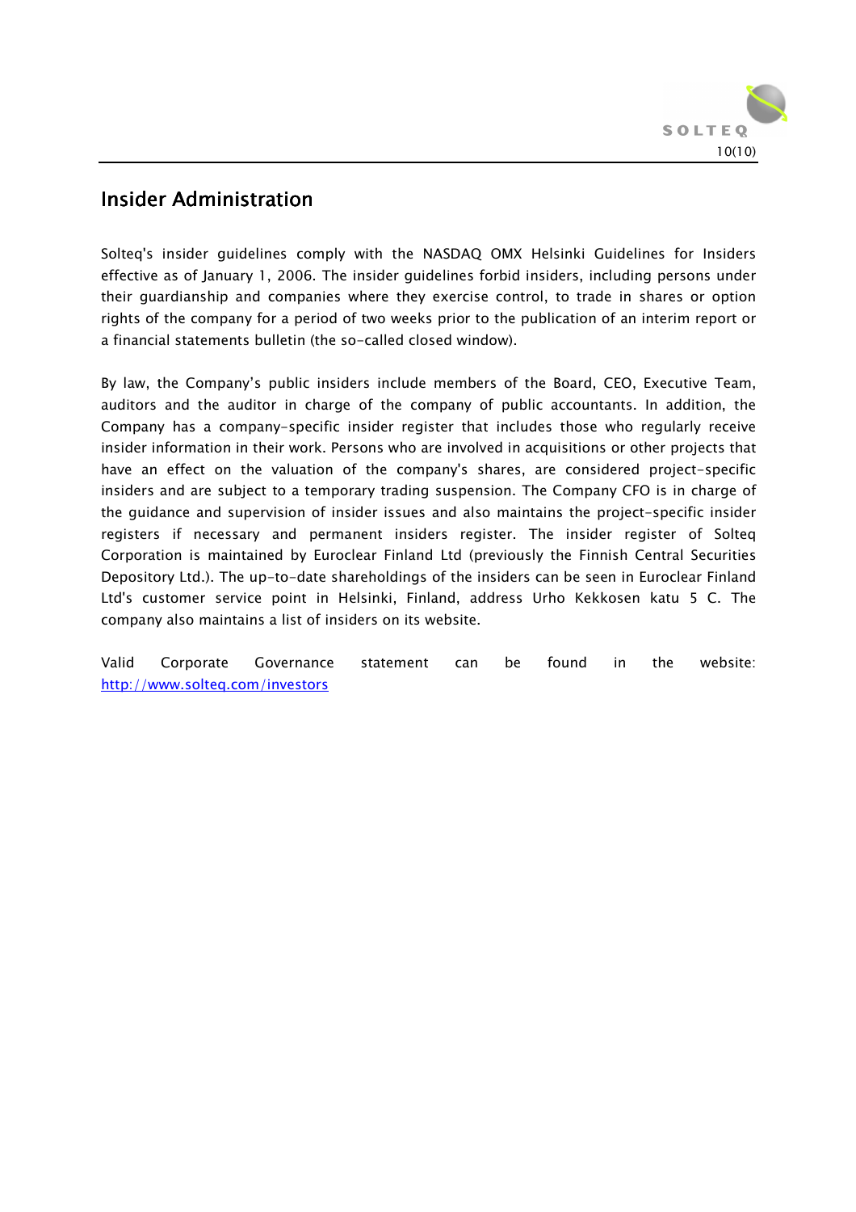# Insider Administration

Solteq's insider guidelines comply with the NASDAQ OMX Helsinki Guidelines for Insiders effective as of January 1, 2006. The insider guidelines forbid insiders, including persons under their guardianship and companies where they exercise control, to trade in shares or option rights of the company for a period of two weeks prior to the publication of an interim report or a financial statements bulletin (the so-called closed window).

By law, the Company's public insiders include members of the Board, CEO, Executive Team, auditors and the auditor in charge of the company of public accountants. In addition, the Company has a company-specific insider register that includes those who regularly receive insider information in their work. Persons who are involved in acquisitions or other projects that have an effect on the valuation of the company's shares, are considered project-specific insiders and are subject to a temporary trading suspension. The Company CFO is in charge of the guidance and supervision of insider issues and also maintains the project-specific insider registers if necessary and permanent insiders register. The insider register of Solteq Corporation is maintained by Euroclear Finland Ltd (previously the Finnish Central Securities Depository Ltd.). The up-to-date shareholdings of the insiders can be seen in Euroclear Finland Ltd's customer service point in Helsinki, Finland, address Urho Kekkosen katu 5 C. The company also maintains a list of insiders on its website.

Valid Corporate Governance statement can be found in the website: http://www.solteq.com/investors